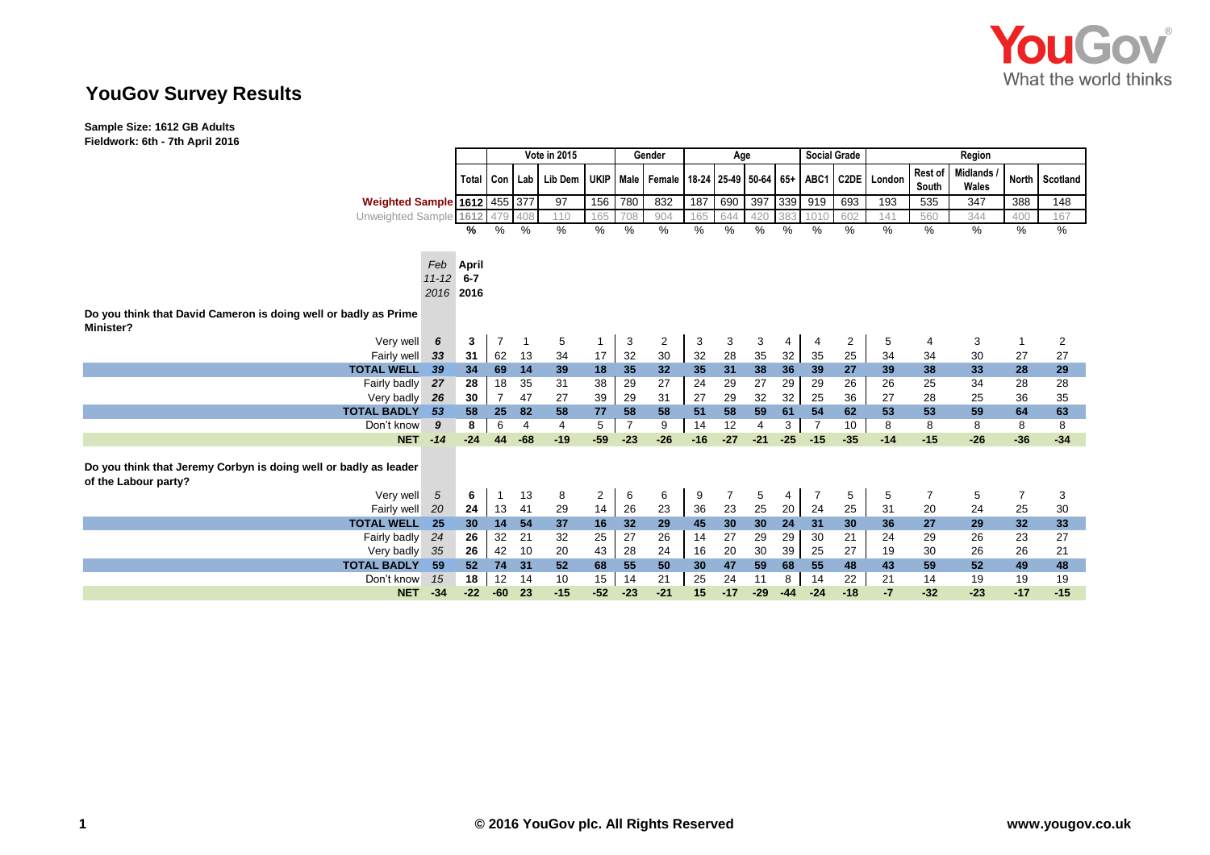# YouGov Survey Results

**Sample Size: 1612 GB Adults**
**Fieldwork: 6th - 7th April 2016**

| | Feb 11-12 2016 | April 6-7 2016 | Vote in 2015 | | | | Gender | | Age | | | | Social Grade | | Region | | | | |
|---|---|---|---|---|---|---|---|---|---|---|---|---|---|---|---|---|---|---|---|
| | | Total | Con | Lab | Lib Dem | UKIP | Male | Female | 18-24 | 25-49 | 50-64 | 65+ | ABC1 | C2DE | London | Rest of South | Midlands / Wales | North | Scotland |
| Weighted Sample | | 1612 | 455 | 377 | 97 | 156 | 780 | 832 | 187 | 690 | 397 | 339 | 919 | 693 | 193 | 535 | 347 | 388 | 148 |
| Unweighted Sample | | 1612 | 479 | 408 | 110 | 165 | 708 | 904 | 165 | 644 | 420 | 383 | 1010 | 602 | 141 | 560 | 344 | 400 | 167 |
| | | % | % | % | % | % | % | % | % | % | % | % | % | % | % | % | % | % | % |
| **Do you think that David Cameron is doing well or badly as Prime Minister?** | | | | | | | | | | | | | | | | | | | |
| Very well | 6 | 3 | 7 | 1 | 5 | 1 | 3 | 2 | 3 | 3 | 3 | 4 | 4 | 2 | 5 | 4 | 3 | 1 | 2 |
| Fairly well | 33 | 31 | 62 | 13 | 34 | 17 | 32 | 30 | 32 | 28 | 35 | 32 | 35 | 25 | 34 | 34 | 30 | 27 | 27 |
| **TOTAL WELL** | 39 | 34 | 69 | 14 | 39 | 18 | 35 | 32 | 35 | 31 | 38 | 36 | 39 | 27 | 39 | 38 | 33 | 28 | 29 |
| Fairly badly | 27 | 28 | 18 | 35 | 31 | 38 | 29 | 27 | 24 | 29 | 27 | 29 | 29 | 26 | 26 | 25 | 34 | 28 | 28 |
| Very badly | 26 | 30 | 7 | 47 | 27 | 39 | 29 | 31 | 27 | 29 | 32 | 32 | 25 | 36 | 27 | 28 | 25 | 36 | 35 |
| **TOTAL BADLY** | 53 | 58 | 25 | 82 | 58 | 77 | 58 | 58 | 51 | 58 | 59 | 61 | 54 | 62 | 53 | 53 | 59 | 64 | 63 |
| Don't know | 9 | 8 | 6 | 4 | 4 | 5 | 7 | 9 | 14 | 12 | 4 | 3 | 7 | 10 | 8 | 8 | 8 | 8 | 8 |
| **NET** | -14 | -24 | 44 | -68 | -19 | -59 | -23 | -26 | -16 | -27 | -21 | -25 | -15 | -35 | -14 | -15 | -26 | -36 | -34 |
| **Do you think that Jeremy Corbyn is doing well or badly as leader of the Labour party?** | | | | | | | | | | | | | | | | | | | |
| Very well | 5 | 6 | 1 | 13 | 8 | 2 | 6 | 6 | 9 | 7 | 5 | 4 | 7 | 5 | 5 | 7 | 5 | 7 | 3 |
| Fairly well | 20 | 24 | 13 | 41 | 29 | 14 | 26 | 23 | 36 | 23 | 25 | 20 | 24 | 25 | 31 | 20 | 24 | 25 | 30 |
| **TOTAL WELL** | 25 | 30 | 14 | 54 | 37 | 16 | 32 | 29 | 45 | 30 | 30 | 24 | 31 | 30 | 36 | 27 | 29 | 32 | 33 |
| Fairly badly | 24 | 26 | 32 | 21 | 32 | 25 | 27 | 26 | 14 | 27 | 29 | 29 | 30 | 21 | 24 | 29 | 26 | 23 | 27 |
| Very badly | 35 | 26 | 42 | 10 | 20 | 43 | 28 | 24 | 16 | 20 | 30 | 39 | 25 | 27 | 19 | 30 | 26 | 26 | 21 |
| **TOTAL BADLY** | 59 | 52 | 74 | 31 | 52 | 68 | 55 | 50 | 30 | 47 | 59 | 68 | 55 | 48 | 43 | 59 | 52 | 49 | 48 |
| Don't know | 15 | 18 | 12 | 14 | 10 | 15 | 14 | 21 | 25 | 24 | 11 | 8 | 14 | 22 | 21 | 14 | 19 | 19 | 19 |
| **NET** | -34 | -22 | -60 | 23 | -15 | -52 | -23 | -21 | 15 | -17 | -29 | -44 | -24 | -18 | -7 | -32 | -23 | -17 | -15 |

© 2016 YouGov plc. All Rights Reserved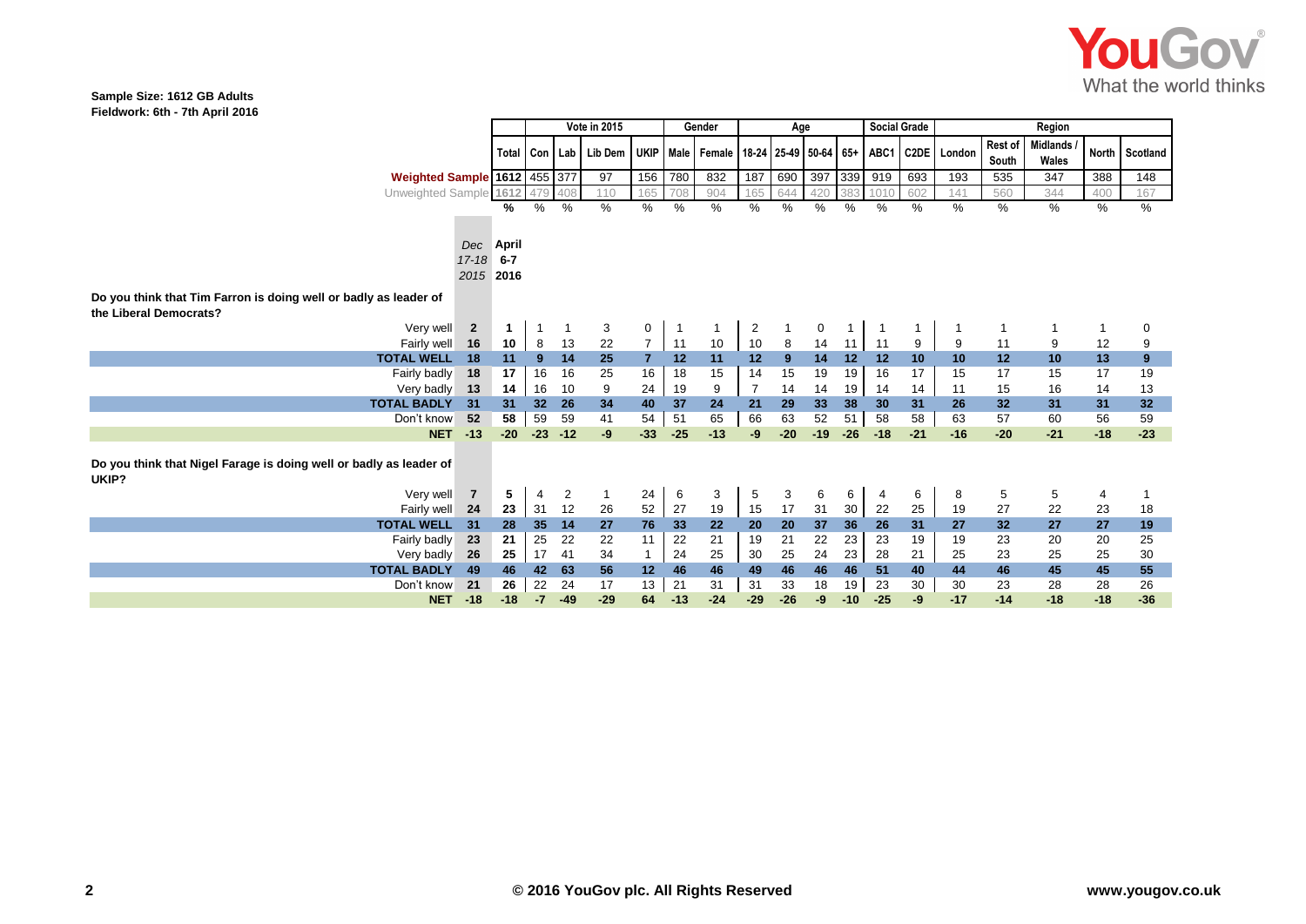**Sample Size: 1612 GB Adults**
**Fieldwork: 6th - 7th April 2016**

| | Dec 17-18 2015 | April 6-7 2016 | Vote in 2015 | | | | Gender | | Age | | | | Social Grade | | Region | | | | |
|---|---|---|---|---|---|---|---|---|---|---|---|---|---|---|---|---|---|---|---|
| | | Total | Con | Lab | Lib Dem | UKIP | Male | Female | 18-24 | 25-49 | 50-64 | 65+ | ABC1 | C2DE | London | Rest of South | Midlands / Wales | North | Scotland |
| Weighted Sample | | 1612 | 455 | 377 | 97 | 156 | 780 | 832 | 187 | 690 | 397 | 339 | 919 | 693 | 193 | 535 | 347 | 388 | 148 |
| Unweighted Sample | | 1612 | 479 | 408 | 110 | 165 | 708 | 904 | 165 | 644 | 420 | 383 | 1010 | 602 | 141 | 560 | 344 | 400 | 167 |
| | | % | % | % | % | % | % | % | % | % | % | % | % | % | % | % | % | % | % |
| **Do you think that Tim Farron is doing well or badly as leader of the Liberal Democrats?** | | | | | | | | | | | | | | | | | | | |
| Very well | 2 | 1 | 1 | 1 | 3 | 0 | 1 | 1 | 2 | 1 | 0 | 1 | 1 | 1 | 1 | 1 | 1 | 1 | 0 |
| Fairly well | 16 | 10 | 8 | 13 | 22 | 7 | 11 | 10 | 10 | 8 | 14 | 11 | 11 | 9 | 9 | 11 | 9 | 12 | 9 |
| **TOTAL WELL** | **18** | **11** | **9** | **14** | **25** | **7** | **12** | **11** | **12** | **9** | **14** | **12** | **12** | **10** | **10** | **12** | **10** | **13** | **9** |
| Fairly badly | 18 | 17 | 16 | 16 | 25 | 16 | 18 | 15 | 14 | 15 | 19 | 19 | 16 | 17 | 15 | 17 | 15 | 17 | 19 |
| Very badly | 13 | 14 | 16 | 10 | 9 | 24 | 19 | 9 | 7 | 14 | 14 | 19 | 14 | 14 | 11 | 15 | 16 | 14 | 13 |
| **TOTAL BADLY** | **31** | **31** | **32** | **26** | **34** | **40** | **37** | **24** | **21** | **29** | **33** | **38** | **30** | **31** | **26** | **32** | **31** | **31** | **32** |
| Don't know | 52 | 58 | 59 | 59 | 41 | 54 | 51 | 65 | 66 | 63 | 52 | 51 | 58 | 58 | 63 | 57 | 60 | 56 | 59 |
| **NET** | **-13** | **-20** | **-23** | **-12** | **-9** | **-33** | **-25** | **-13** | **-9** | **-20** | **-19** | **-26** | **-18** | **-21** | **-16** | **-20** | **-21** | **-18** | **-23** |
| **Do you think that Nigel Farage is doing well or badly as leader of UKIP?** | | | | | | | | | | | | | | | | | | | |
| Very well | 7 | 5 | 4 | 2 | 1 | 24 | 6 | 3 | 5 | 3 | 6 | 6 | 4 | 6 | 8 | 5 | 5 | 4 | 1 |
| Fairly well | 24 | 23 | 31 | 12 | 26 | 52 | 27 | 19 | 15 | 17 | 31 | 30 | 22 | 25 | 19 | 27 | 22 | 23 | 18 |
| **TOTAL WELL** | **31** | **28** | **35** | **14** | **27** | **76** | **33** | **22** | **20** | **20** | **37** | **36** | **26** | **31** | **27** | **32** | **27** | **27** | **19** |
| Fairly badly | 23 | 21 | 25 | 22 | 22 | 11 | 22 | 21 | 19 | 21 | 22 | 23 | 23 | 19 | 19 | 23 | 20 | 20 | 25 |
| Very badly | 26 | 25 | 17 | 41 | 34 | 1 | 24 | 25 | 30 | 25 | 24 | 23 | 28 | 21 | 25 | 23 | 25 | 25 | 30 |
| **TOTAL BADLY** | **49** | **46** | **42** | **63** | **56** | **12** | **46** | **46** | **49** | **46** | **46** | **46** | **51** | **40** | **44** | **46** | **45** | **45** | **55** |
| Don't know | 21 | 26 | 22 | 24 | 17 | 13 | 21 | 31 | 31 | 33 | 18 | 19 | 23 | 30 | 30 | 23 | 28 | 28 | 26 |
| **NET** | **-18** | **-18** | **-7** | **-49** | **-29** | **64** | **-13** | **-24** | **-29** | **-26** | **-9** | **-10** | **-25** | **-9** | **-17** | **-14** | **-18** | **-18** | **-36** |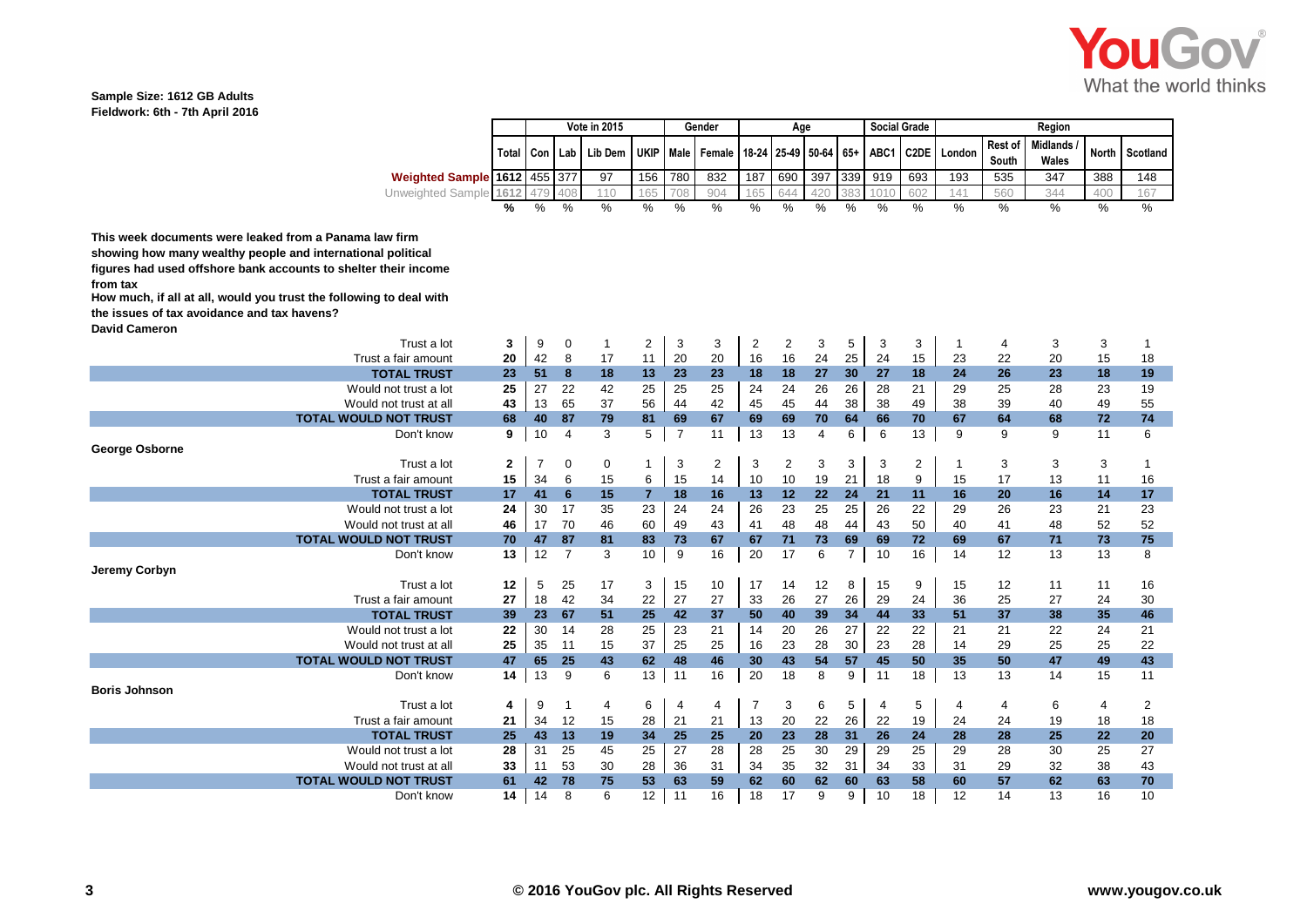Sample Size: 1612 GB Adults
Fieldwork: 6th - 7th April 2016

| | | Vote in 2015 | | | | Gender | | Age | | | | Social Grade | | Region | | | | |
|---|---|---|---|---|---|---|---|---|---|---|---|---|---|---|---|---|---|---|
| | Total | Con | Lab | Lib Dem | UKIP | Male | Female | 18-24 | 25-49 | 50-64 | 65+ | ABC1 | C2DE | London | Rest of South | Midlands / Wales | North | Scotland |
| Weighted Sample | 1612 | 455 | 377 | 97 | 156 | 780 | 832 | 187 | 690 | 397 | 339 | 919 | 693 | 193 | 535 | 347 | 388 | 148 |
| Unweighted Sample | 1612 | 479 | 408 | 110 | 165 | 708 | 904 | 165 | 644 | 420 | 383 | 1010 | 602 | 141 | 560 | 344 | 400 | 167 |
| | % | % | % | % | % | % | % | % | % | % | % | % | % | % | % | % | % | % |
| **This week documents were leaked from a Panama law firm showing how many wealthy people and international political figures had used offshore bank accounts to shelter their income from tax How much, if all at all, would you trust the following to deal with the issues of tax avoidance and tax havens?** | | | | | | | | | | | | | | | | | | |
| **David Cameron** | | | | | | | | | | | | | | | | | | |
| Trust a lot | 3 | 9 | 0 | 1 | 2 | 3 | 3 | 2 | 2 | 3 | 5 | 3 | 3 | 1 | 4 | 3 | 3 | 1 |
| Trust a fair amount | 20 | 42 | 8 | 17 | 11 | 20 | 20 | 16 | 16 | 24 | 25 | 24 | 15 | 23 | 22 | 20 | 15 | 18 |
| **TOTAL TRUST** | **23** | **51** | **8** | **18** | **13** | **23** | **23** | **18** | **18** | **27** | **30** | **27** | **18** | **24** | **26** | **23** | **18** | **19** |
| Would not trust a lot | 25 | 27 | 22 | 42 | 25 | 25 | 25 | 24 | 24 | 26 | 26 | 28 | 21 | 29 | 25 | 28 | 23 | 19 |
| Would not trust at all | 43 | 13 | 65 | 37 | 56 | 44 | 42 | 45 | 45 | 44 | 38 | 38 | 49 | 38 | 39 | 40 | 49 | 55 |
| **TOTAL WOULD NOT TRUST** | **68** | **40** | **87** | **79** | **81** | **69** | **67** | **69** | **69** | **70** | **64** | **66** | **70** | **67** | **64** | **68** | **72** | **74** |
| Don't know | 9 | 10 | 4 | 3 | 5 | 7 | 11 | 13 | 13 | 4 | 6 | 6 | 13 | 9 | 9 | 9 | 11 | 6 |
| **George Osborne** | | | | | | | | | | | | | | | | | | |
| Trust a lot | 2 | 7 | 0 | 0 | 1 | 3 | 2 | 3 | 2 | 3 | 3 | 3 | 2 | 1 | 3 | 3 | 3 | 1 |
| Trust a fair amount | 15 | 34 | 6 | 15 | 6 | 15 | 14 | 10 | 10 | 19 | 21 | 18 | 9 | 15 | 17 | 13 | 11 | 16 |
| **TOTAL TRUST** | **17** | **41** | **6** | **15** | **7** | **18** | **16** | **13** | **12** | **22** | **24** | **21** | **11** | **16** | **20** | **16** | **14** | **17** |
| Would not trust a lot | 24 | 30 | 17 | 35 | 23 | 24 | 24 | 26 | 23 | 25 | 25 | 26 | 22 | 29 | 26 | 23 | 21 | 23 |
| Would not trust at all | 46 | 17 | 70 | 46 | 60 | 49 | 43 | 41 | 48 | 48 | 44 | 43 | 50 | 40 | 41 | 48 | 52 | 52 |
| **TOTAL WOULD NOT TRUST** | **70** | **47** | **87** | **81** | **83** | **73** | **67** | **67** | **71** | **73** | **69** | **69** | **72** | **69** | **67** | **71** | **73** | **75** |
| Don't know | 13 | 12 | 7 | 3 | 10 | 9 | 16 | 20 | 17 | 6 | 7 | 10 | 16 | 14 | 12 | 13 | 13 | 8 |
| **Jeremy Corbyn** | | | | | | | | | | | | | | | | | | |
| Trust a lot | 12 | 5 | 25 | 17 | 3 | 15 | 10 | 17 | 14 | 12 | 8 | 15 | 9 | 15 | 12 | 11 | 11 | 16 |
| Trust a fair amount | 27 | 18 | 42 | 34 | 22 | 27 | 27 | 33 | 26 | 27 | 26 | 29 | 24 | 36 | 25 | 27 | 24 | 30 |
| **TOTAL TRUST** | **39** | **23** | **67** | **51** | **25** | **42** | **37** | **50** | **40** | **39** | **34** | **44** | **33** | **51** | **37** | **38** | **35** | **46** |
| Would not trust a lot | 22 | 30 | 14 | 28 | 25 | 23 | 21 | 14 | 20 | 26 | 27 | 22 | 22 | 21 | 21 | 22 | 24 | 21 |
| Would not trust at all | 25 | 35 | 11 | 15 | 37 | 25 | 25 | 16 | 23 | 28 | 30 | 23 | 28 | 14 | 29 | 25 | 25 | 22 |
| **TOTAL WOULD NOT TRUST** | **47** | **65** | **25** | **43** | **62** | **48** | **46** | **30** | **43** | **54** | **57** | **45** | **50** | **35** | **50** | **47** | **49** | **43** |
| Don't know | 14 | 13 | 9 | 6 | 13 | 11 | 16 | 20 | 18 | 8 | 9 | 11 | 18 | 13 | 13 | 14 | 15 | 11 |
| **Boris Johnson** | | | | | | | | | | | | | | | | | | |
| Trust a lot | 4 | 9 | 1 | 4 | 6 | 4 | 4 | 7 | 3 | 6 | 5 | 4 | 5 | 4 | 4 | 6 | 4 | 2 |
| Trust a fair amount | 21 | 34 | 12 | 15 | 28 | 21 | 21 | 13 | 20 | 22 | 26 | 22 | 19 | 24 | 24 | 19 | 18 | 18 |
| **TOTAL TRUST** | **25** | **43** | **13** | **19** | **34** | **25** | **25** | **20** | **23** | **28** | **31** | **26** | **24** | **28** | **28** | **25** | **22** | **20** |
| Would not trust a lot | 28 | 31 | 25 | 45 | 25 | 27 | 28 | 28 | 25 | 30 | 29 | 29 | 25 | 29 | 28 | 30 | 25 | 27 |
| Would not trust at all | 33 | 11 | 53 | 30 | 28 | 36 | 31 | 34 | 35 | 32 | 31 | 34 | 33 | 31 | 29 | 32 | 38 | 43 |
| **TOTAL WOULD NOT TRUST** | **61** | **42** | **78** | **75** | **53** | **63** | **59** | **62** | **60** | **62** | **60** | **63** | **58** | **60** | **57** | **62** | **63** | **70** |
| Don't know | 14 | 14 | 8 | 6 | 12 | 11 | 16 | 18 | 17 | 9 | 9 | 10 | 18 | 12 | 14 | 13 | 16 | 10 |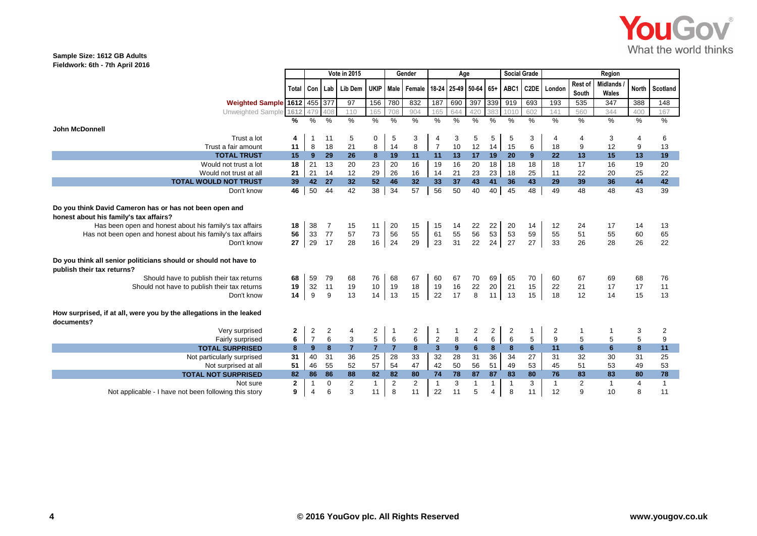**Sample Size: 1612 GB Adults**
**Fieldwork: 6th - 7th April 2016**

| | Total | Vote in 2015 | | | | Gender | | Age | | | | Social Grade | | Region | | | | |
|---|---|---|---|---|---|---|---|---|---|---|---|---|---|---|---|---|---|---|
| | Total | Con | Lab | Lib Dem | UKIP | Male | Female | 18-24 | 25-49 | 50-64 | 65+ | ABC1 | C2DE | London | Rest of South | Midlands / Wales | North | Scotland |
| **Weighted Sample** | **1612** | 455 | 377 | 97 | 156 | 780 | 832 | 187 | 690 | 397 | 339 | 919 | 693 | 193 | 535 | 347 | 388 | 148 |
| Unweighted Sample | 1612 | 479 | 408 | 110 | 165 | 708 | 904 | 165 | 644 | 420 | 383 | 1010 | 602 | 141 | 560 | 344 | 400 | 167 |
| | % | % | % | % | % | % | % | % | % | % | % | % | % | % | % | % | % | % |
| **John McDonnell** | | | | | | | | | | | | | | | | | | |
| Trust a lot | **4** | 1 | 11 | 5 | 0 | 5 | 3 | 4 | 3 | 5 | 5 | 5 | 3 | 4 | 4 | 3 | 4 | 6 |
| Trust a fair amount | **11** | 8 | 18 | 21 | 8 | 14 | 8 | 7 | 10 | 12 | 14 | 15 | 6 | 18 | 9 | 12 | 9 | 13 |
| **TOTAL TRUST** | **15** | **9** | **29** | **26** | **8** | **19** | **11** | **11** | **13** | **17** | **19** | **20** | **9** | **22** | **13** | **15** | **13** | **19** |
| Would not trust a lot | **18** | 21 | 13 | 20 | 23 | 20 | 16 | 19 | 16 | 20 | 18 | 18 | 18 | 18 | 17 | 16 | 19 | 20 |
| Would not trust at all | **21** | 21 | 14 | 12 | 29 | 26 | 16 | 14 | 21 | 23 | 23 | 18 | 25 | 11 | 22 | 20 | 25 | 22 |
| **TOTAL WOULD NOT TRUST** | **39** | **42** | **27** | **32** | **52** | **46** | **32** | **33** | **37** | **43** | **41** | **36** | **43** | **29** | **39** | **36** | **44** | **42** |
| Don't know | **46** | 50 | 44 | 42 | 38 | 34 | 57 | 56 | 50 | 40 | 40 | 45 | 48 | 49 | 48 | 48 | 43 | 39 |
| **Do you think David Cameron has or has not been open and honest about his family's tax affairs?** | | | | | | | | | | | | | | | | | | |
| Has been open and honest about his family's tax affairs | **18** | 38 | 7 | 15 | 11 | 20 | 15 | 15 | 14 | 22 | 22 | 20 | 14 | 12 | 24 | 17 | 14 | 13 |
| Has not been open and honest about his family's tax affairs | **56** | 33 | 77 | 57 | 73 | 56 | 55 | 61 | 55 | 56 | 53 | 53 | 59 | 55 | 51 | 55 | 60 | 65 |
| Don't know | **27** | 29 | 17 | 28 | 16 | 24 | 29 | 23 | 31 | 22 | 24 | 27 | 27 | 33 | 26 | 28 | 26 | 22 |
| **Do you think all senior politicians should or should not have to publish their tax returns?** | | | | | | | | | | | | | | | | | | |
| Should have to publish their tax returns | **68** | 59 | 79 | 68 | 76 | 68 | 67 | 60 | 67 | 70 | 69 | 65 | 70 | 60 | 67 | 69 | 68 | 76 |
| Should not have to publish their tax returns | **19** | 32 | 11 | 19 | 10 | 19 | 18 | 19 | 16 | 22 | 20 | 21 | 15 | 22 | 21 | 17 | 17 | 11 |
| Don't know | **14** | 9 | 9 | 13 | 14 | 13 | 15 | 22 | 17 | 8 | 11 | 13 | 15 | 18 | 12 | 14 | 15 | 13 |
| **How surprised, if at all, were you by the allegations in the leaked documents?** | | | | | | | | | | | | | | | | | | |
| Very surprised | **2** | 2 | 2 | 4 | 2 | 1 | 2 | 1 | 1 | 2 | 2 | 2 | 1 | 2 | 1 | 1 | 3 | 2 |
| Fairly surprised | **6** | 7 | 6 | 3 | 5 | 6 | 6 | 2 | 8 | 4 | 6 | 6 | 5 | 9 | 5 | 5 | 5 | 9 |
| **TOTAL SURPRISED** | **8** | **9** | **8** | **7** | **7** | **7** | **8** | **3** | **9** | **6** | **8** | **8** | **6** | **11** | **6** | **6** | **8** | **11** |
| Not particularly surprised | **31** | 40 | 31 | 36 | 25 | 28 | 33 | 32 | 28 | 31 | 36 | 34 | 27 | 31 | 32 | 30 | 31 | 25 |
| Not surprised at all | **51** | 46 | 55 | 52 | 57 | 54 | 47 | 42 | 50 | 56 | 51 | 49 | 53 | 45 | 51 | 53 | 49 | 53 |
| **TOTAL NOT SURPRISED** | **82** | **86** | **86** | **88** | **82** | **82** | **80** | **74** | **78** | **87** | **87** | **83** | **80** | **76** | **83** | **83** | **80** | **78** |
| Not sure | **2** | 1 | 0 | 2 | 1 | 2 | 2 | 1 | 3 | 1 | 1 | 1 | 3 | 1 | 2 | 1 | 4 | 1 |
| Not applicable - I have not been following this story | **9** | 4 | 6 | 3 | 11 | 8 | 11 | 22 | 11 | 5 | 4 | 8 | 11 | 12 | 9 | 10 | 8 | 11 |

**© 2016 YouGov plc. All Rights Reserved** www.yougov.co.uk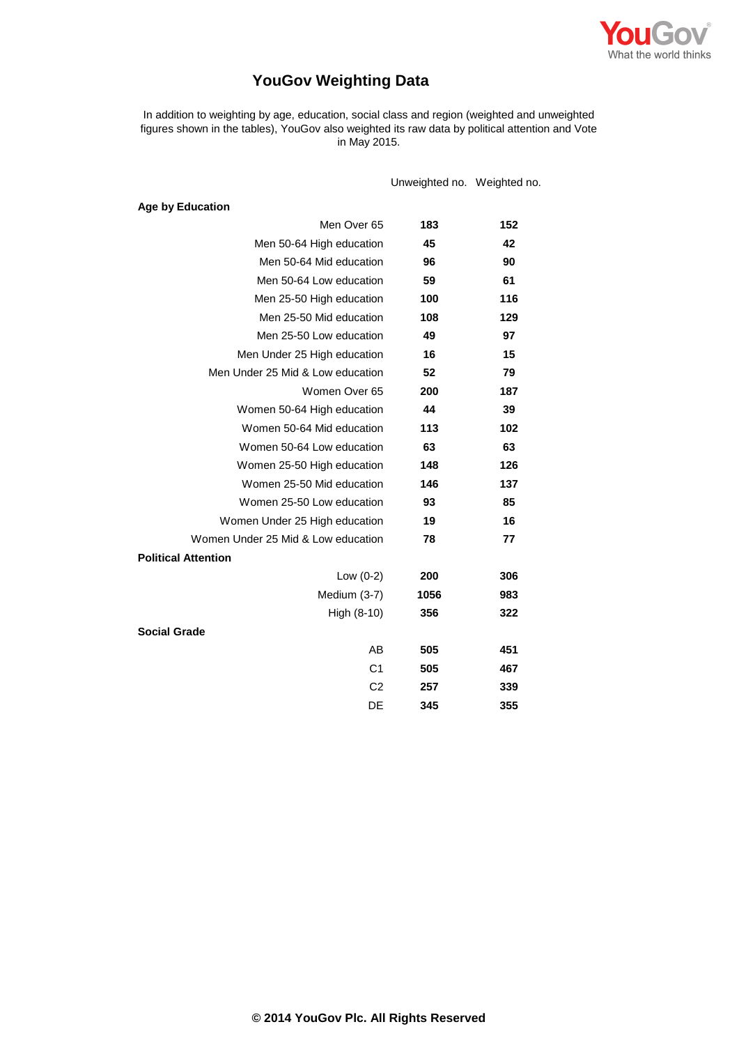# YouGov Weighting Data

In addition to weighting by age, education, social class and region (weighted and unweighted figures shown in the tables), YouGov also weighted its raw data by political attention and Vote in May 2015.

| | Unweighted no. | Weighted no. |
|---|---|---|
| **Age by Education** | | |
| Men Over 65 | **183** | **152** |
| Men 50-64 High education | **45** | **42** |
| Men 50-64 Mid education | **96** | **90** |
| Men 50-64 Low education | **59** | **61** |
| Men 25-50 High education | **100** | **116** |
| Men 25-50 Mid education | **108** | **129** |
| Men 25-50 Low education | **49** | **97** |
| Men Under 25 High education | **16** | **15** |
| Men Under 25 Mid & Low education | **52** | **79** |
| Women Over 65 | **200** | **187** |
| Women 50-64 High education | **44** | **39** |
| Women 50-64 Mid education | **113** | **102** |
| Women 50-64 Low education | **63** | **63** |
| Women 25-50 High education | **148** | **126** |
| Women 25-50 Mid education | **146** | **137** |
| Women 25-50 Low education | **93** | **85** |
| Women Under 25 High education | **19** | **16** |
| Women Under 25 Mid & Low education | **78** | **77** |
| **Political Attention** | | |
| Low (0-2) | **200** | **306** |
| Medium (3-7) | **1056** | **983** |
| High (8-10) | **356** | **322** |
| **Social Grade** | | |
| AB | **505** | **451** |
| C1 | **505** | **467** |
| C2 | **257** | **339** |
| DE | **345** | **355** |

**© 2014 YouGov Plc. All Rights Reserved**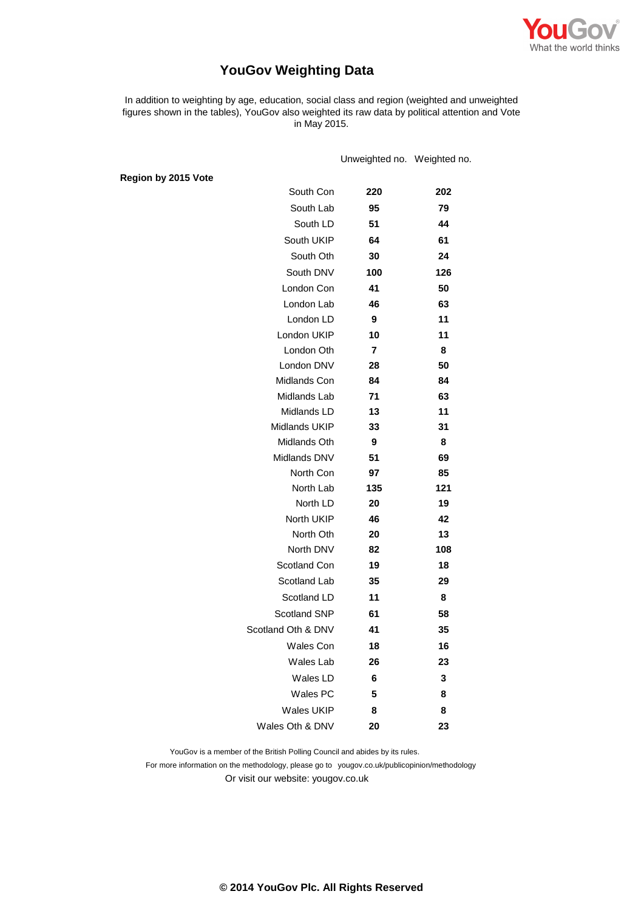# YouGov Weighting Data

In addition to weighting by age, education, social class and region (weighted and unweighted figures shown in the tables), YouGov also weighted its raw data by political attention and Vote in May 2015.

| | | Unweighted no. | Weighted no. |
|---|---|---|---|
| **Region by 2015 Vote** | | | |
| | South Con | **220** | **202** |
| | South Lab | **95** | **79** |
| | South LD | **51** | **44** |
| | South UKIP | **64** | **61** |
| | South Oth | **30** | **24** |
| | South DNV | **100** | **126** |
| | London Con | **41** | **50** |
| | London Lab | **46** | **63** |
| | London LD | **9** | **11** |
| | London UKIP | **10** | **11** |
| | London Oth | **7** | **8** |
| | London DNV | **28** | **50** |
| | Midlands Con | **84** | **84** |
| | Midlands Lab | **71** | **63** |
| | Midlands LD | **13** | **11** |
| | Midlands UKIP | **33** | **31** |
| | Midlands Oth | **9** | **8** |
| | Midlands DNV | **51** | **69** |
| | North Con | **97** | **85** |
| | North Lab | **135** | **121** |
| | North LD | **20** | **19** |
| | North UKIP | **46** | **42** |
| | North Oth | **20** | **13** |
| | North DNV | **82** | **108** |
| | Scotland Con | **19** | **18** |
| | Scotland Lab | **35** | **29** |
| | Scotland LD | **11** | **8** |
| | Scotland SNP | **61** | **58** |
| | Scotland Oth & DNV | **41** | **35** |
| | Wales Con | **18** | **16** |
| | Wales Lab | **26** | **23** |
| | Wales LD | **6** | **3** |
| | Wales PC | **5** | **8** |
| | Wales UKIP | **8** | **8** |
| | Wales Oth & DNV | **20** | **23** |

YouGov is a member of the British Polling Council and abides by its rules.

For more information on the methodology, please go to yougov.co.uk/publicopinion/methodology

Or visit our website: yougov.co.uk

**© 2014 YouGov Plc. All Rights Reserved**